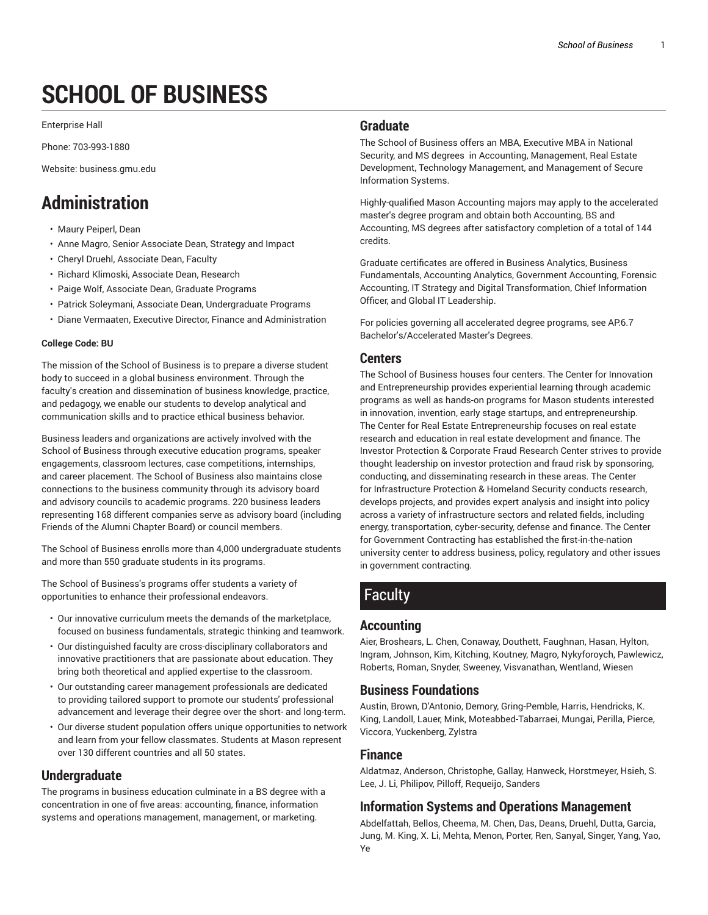# SCHOOL OF BUSINESS

Enterprise Hall

Phone: 703-993-1880

Website: business.gmu.edu

## Administration

- Maury Peiperl, Dean
- Anne Magro, Senior Associate Dean, Strategy and Impact
- Cheryl Druehl, Associate Dean, Faculty
- Richard Klimoski, Associate Dean, Research
- Paige Wolf, Associate Dean, Graduate Programs
- Patrick Soleymani, Associate Dean, Undergraduate Programs
- Diane Vermaaten, Executive Director, Finance and Administration

**College Code: BU**

The mission of the School of Business is to prepare a diverse student body to succeed in a global business environment. Through the faculty's creation and dissemination of business knowledge, practice, and pedagogy, we enable our students to develop analytical and communication skills and to practice ethical business behavior.

Business leaders and organizations are actively involved with the School of Business through executive education programs, speaker engagements, classroom lectures, case competitions, internships, and career placement. The School of Business also maintains close connections to the business community through its advisory board and advisory councils to academic programs. 220 business leaders representing 168 different companies serve as advisory board (including Friends of the Alumni Chapter Board) or council members.

The School of Business enrolls more than 4,000 undergraduate students and more than 550 graduate students in its programs.

The School of Business's programs offer students a variety of opportunities to enhance their professional endeavors.

- Our innovative curriculum meets the demands of the marketplace, focused on business fundamentals, strategic thinking and teamwork.
- Our distinguished faculty are cross-disciplinary collaborators and innovative practitioners that are passionate about education. They bring both theoretical and applied expertise to the classroom.
- Our outstanding career management professionals are dedicated to providing tailored support to promote our students' professional advancement and leverage their degree over the short- and long-term.
- Our diverse student population offers unique opportunities to network and learn from your fellow classmates. Students at Mason represent over 130 different countries and all 50 states.

### Undergraduate

The programs in business education culminate in a BS degree with a concentration in one of five areas: accounting, finance, information systems and operations management, management, or marketing.

### Graduate

The School of Business offers an MBA, Executive MBA in National Security, and MS degrees in Accounting, Management, Real Estate Development, Technology Management, and Management of Secure Information Systems.

Highly-qualified Mason Accounting majors may apply to the accelerated master's degree program and obtain both Accounting, BS and Accounting, MS degrees after satisfactory completion of a total of 144 credits.

Graduate certificates are offered in Business Analytics, Business Fundamentals, Accounting Analytics, Government Accounting, Forensic Accounting, IT Strategy and Digital Transformation, Chief Information Officer, and Global IT Leadership.

For policies governing all accelerated degree programs, see AP.6.7 Bachelor's/Accelerated Master's Degrees.

### Centers

The School of Business houses four centers. The Center for Innovation and Entrepreneurship provides experiential learning through academic programs as well as hands-on programs for Mason students interested in innovation, invention, early stage startups, and entrepreneurship. The Center for Real Estate Entrepreneurship focuses on real estate research and education in real estate development and finance. The Investor Protection & Corporate Fraud Research Center strives to provide thought leadership on investor protection and fraud risk by sponsoring, conducting, and disseminating research in these areas. The Center for Infrastructure Protection & Homeland Security conducts research, develops projects, and provides expert analysis and insight into policy across a variety of infrastructure sectors and related fields, including energy, transportation, cyber-security, defense and finance. The Center for Government Contracting has established the first-in-the-nation university center to address business, policy, regulatory and other issues in government contracting.

## Faculty

### Accounting

Aier, Broshears, L. Chen, Conaway, Douthett, Faughnan, Hasan, Hylton, Ingram, Johnson, Kim, Kitching, Koutney, Magro, Nykyforoych, Pawlewicz, Roberts, Roman, Snyder, Sweeney, Visvanathan, Wentland, Wiesen

### Business Foundations

Austin, Brown, D'Antonio, Demory, Gring-Pemble, Harris, Hendricks, K. King, Landoll, Lauer, Mink, Moteabbed-Tabarraei, Mungai, Perilla, Pierce, Viccora, Yuckenberg, Zylstra

### Finance

Aldatmaz, Anderson, Christophe, Gallay, Hanweck, Horstmeyer, Hsieh, S. Lee, J. Li, Philipov, Pilloff, Requeijo, Sanders

### Information Systems and Operations Management

Abdelfattah, Bellos, Cheema, M. Chen, Das, Deans, Druehl, Dutta, Garcia, Jung, M. King, X. Li, Mehta, Menon, Porter, Ren, Sanyal, Singer, Yang, Yao, Ye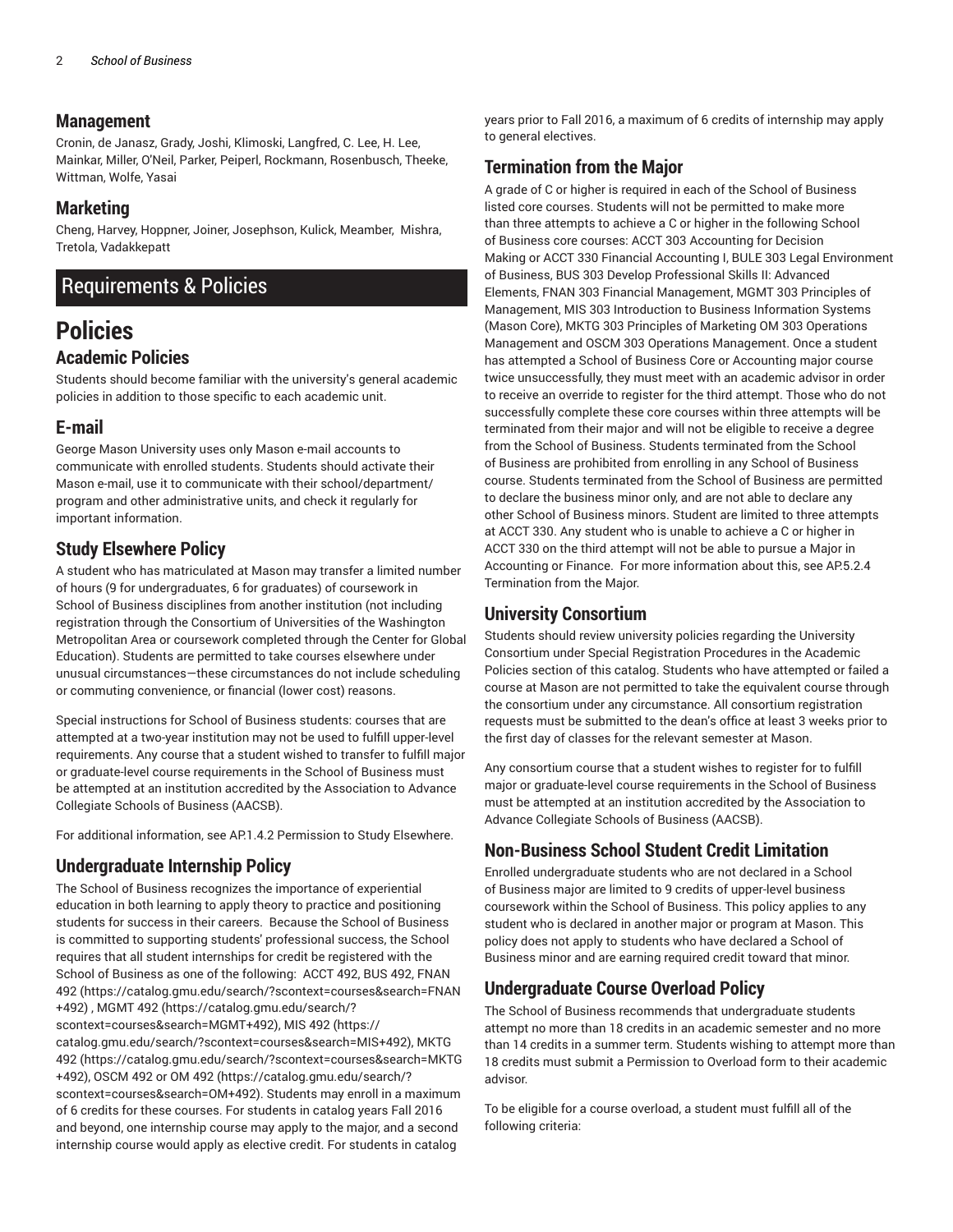### Management

Cronin, de Janasz, Grady, Joshi, Klimoski, Langfred, C. Lee, H. Lee, Mainkar, Miller, O'Neil, Parker, Peiperl, Rockmann, Rosenbusch, Theeke, Wittman, Wolfe, Yasai

### Marketing

Cheng, Harvey, Hoppner, Joiner, Josephson, Kulick, Meamber, Mishra, Tretola, Vadakkepatt

## Requirements & Policies

# Policies

### Academic Policies

Students should become familiar with the university's general academic policies in addition to those specific to each academic unit.

### E-mail

George Mason University uses only Mason e-mail accounts to communicate with enrolled students. Students should activate their Mason e-mail, use it to communicate with their school/department/program and other administrative units, and check it regularly for important information.

### Study Elsewhere Policy

A student who has matriculated at Mason may transfer a limited number of hours (9 for undergraduates, 6 for graduates) of coursework in School of Business disciplines from another institution (not including registration through the Consortium of Universities of the Washington Metropolitan Area or coursework completed through the Center for Global Education). Students are permitted to take courses elsewhere under unusual circumstances—these circumstances do not include scheduling or commuting convenience, or financial (lower cost) reasons.

Special instructions for School of Business students: courses that are attempted at a two-year institution may not be used to fulfill upper-level requirements. Any course that a student wished to transfer to fulfill major or graduate-level course requirements in the School of Business must be attempted at an institution accredited by the Association to Advance Collegiate Schools of Business (AACSB).

For additional information, see AP.1.4.2 Permission to Study Elsewhere.

### Undergraduate Internship Policy

The School of Business recognizes the importance of experiential education in both learning to apply theory to practice and positioning students for success in their careers. Because the School of Business is committed to supporting students' professional success, the School requires that all student internships for credit be registered with the School of Business as one of the following: ACCT 492, BUS 492, FNAN 492 (https://catalog.gmu.edu/search/?scontext=courses&search=FNAN+492) , MGMT 492 (https://catalog.gmu.edu/search/?scontext=courses&search=MGMT+492), MIS 492 (https://catalog.gmu.edu/search/?scontext=courses&search=MIS+492), MKTG 492 (https://catalog.gmu.edu/search/?scontext=courses&search=MKTG+492), OSCM 492 or OM 492 (https://catalog.gmu.edu/search/?scontext=courses&search=OM+492). Students may enroll in a maximum of 6 credits for these courses. For students in catalog years Fall 2016 and beyond, one internship course may apply to the major, and a second internship course would apply as elective credit. For students in catalog years prior to Fall 2016, a maximum of 6 credits of internship may apply to general electives.

### Termination from the Major

A grade of C or higher is required in each of the School of Business listed core courses. Students will not be permitted to make more than three attempts to achieve a C or higher in the following School of Business core courses: ACCT 303 Accounting for Decision Making or ACCT 330 Financial Accounting I, BULE 303 Legal Environment of Business, BUS 303 Develop Professional Skills II: Advanced Elements, FNAN 303 Financial Management, MGMT 303 Principles of Management, MIS 303 Introduction to Business Information Systems (Mason Core), MKTG 303 Principles of Marketing OM 303 Operations Management and OSCM 303 Operations Management. Once a student has attempted a School of Business Core or Accounting major course twice unsuccessfully, they must meet with an academic advisor in order to receive an override to register for the third attempt. Those who do not successfully complete these core courses within three attempts will be terminated from their major and will not be eligible to receive a degree from the School of Business. Students terminated from the School of Business are prohibited from enrolling in any School of Business course. Students terminated from the School of Business are permitted to declare the business minor only, and are not able to declare any other School of Business minors. Student are limited to three attempts at ACCT 330. Any student who is unable to achieve a C or higher in ACCT 330 on the third attempt will not be able to pursue a Major in Accounting or Finance. For more information about this, see AP.5.2.4 Termination from the Major.

### University Consortium

Students should review university policies regarding the University Consortium under Special Registration Procedures in the Academic Policies section of this catalog. Students who have attempted or failed a course at Mason are not permitted to take the equivalent course through the consortium under any circumstance. All consortium registration requests must be submitted to the dean's office at least 3 weeks prior to the first day of classes for the relevant semester at Mason.

Any consortium course that a student wishes to register for to fulfill major or graduate-level course requirements in the School of Business must be attempted at an institution accredited by the Association to Advance Collegiate Schools of Business (AACSB).

### Non-Business School Student Credit Limitation

Enrolled undergraduate students who are not declared in a School of Business major are limited to 9 credits of upper-level business coursework within the School of Business. This policy applies to any student who is declared in another major or program at Mason. This policy does not apply to students who have declared a School of Business minor and are earning required credit toward that minor.

### Undergraduate Course Overload Policy

The School of Business recommends that undergraduate students attempt no more than 18 credits in an academic semester and no more than 14 credits in a summer term. Students wishing to attempt more than 18 credits must submit a Permission to Overload form to their academic advisor.

To be eligible for a course overload, a student must fulfill all of the following criteria: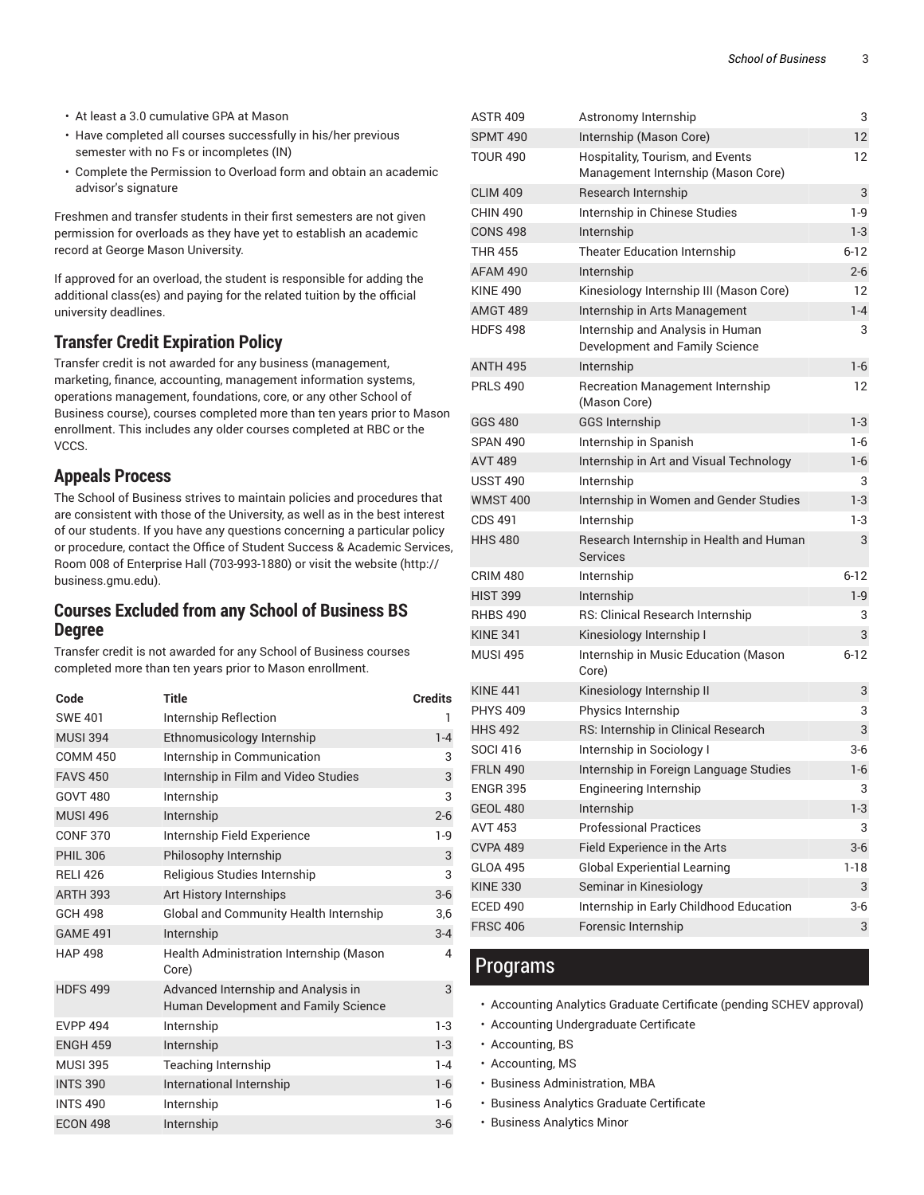- At least a 3.0 cumulative GPA at Mason
- Have completed all courses successfully in his/her previous semester with no Fs or incompletes (IN)
- Complete the Permission to Overload form and obtain an academic advisor's signature

Freshmen and transfer students in their first semesters are not given permission for overloads as they have yet to establish an academic record at George Mason University.

If approved for an overload, the student is responsible for adding the additional class(es) and paying for the related tuition by the official university deadlines.

## Transfer Credit Expiration Policy

Transfer credit is not awarded for any business (management, marketing, finance, accounting, management information systems, operations management, foundations, core, or any other School of Business course), courses completed more than ten years prior to Mason enrollment. This includes any older courses completed at RBC or the VCCS.

## Appeals Process

The School of Business strives to maintain policies and procedures that are consistent with those of the University, as well as in the best interest of our students. If you have any questions concerning a particular policy or procedure, contact the Office of Student Success & Academic Services, Room 008 of Enterprise Hall (703-993-1880) or visit the website (http://business.gmu.edu).

## Courses Excluded from any School of Business BS Degree

Transfer credit is not awarded for any School of Business courses completed more than ten years prior to Mason enrollment.

| Code | Title | Credits |
|---|---|---|
| SWE 401 | Internship Reflection | 1 |
| MUSI 394 | Ethnomusicology Internship | 1-4 |
| COMM 450 | Internship in Communication | 3 |
| FAVS 450 | Internship in Film and Video Studies | 3 |
| GOVT 480 | Internship | 3 |
| MUSI 496 | Internship | 2-6 |
| CONF 370 | Internship Field Experience | 1-9 |
| PHIL 306 | Philosophy Internship | 3 |
| RELI 426 | Religious Studies Internship | 3 |
| ARTH 393 | Art History Internships | 3-6 |
| GCH 498 | Global and Community Health Internship | 3,6 |
| GAME 491 | Internship | 3-4 |
| HAP 498 | Health Administration Internship (Mason Core) | 4 |
| HDFS 499 | Advanced Internship and Analysis in Human Development and Family Science | 3 |
| EVPP 494 | Internship | 1-3 |
| ENGH 459 | Internship | 1-3 |
| MUSI 395 | Teaching Internship | 1-4 |
| INTS 390 | International Internship | 1-6 |
| INTS 490 | Internship | 1-6 |
| ECON 498 | Internship | 3-6 |
| ASTR 409 | Astronomy Internship | 3 |
| SPMT 490 | Internship (Mason Core) | 12 |
| TOUR 490 | Hospitality, Tourism, and Events Management Internship (Mason Core) | 12 |
| CLIM 409 | Research Internship | 3 |
| CHIN 490 | Internship in Chinese Studies | 1-9 |
| CONS 498 | Internship | 1-3 |
| THR 455 | Theater Education Internship | 6-12 |
| AFAM 490 | Internship | 2-6 |
| KINE 490 | Kinesiology Internship III (Mason Core) | 12 |
| AMGT 489 | Internship in Arts Management | 1-4 |
| HDFS 498 | Internship and Analysis in Human Development and Family Science | 3 |
| ANTH 495 | Internship | 1-6 |
| PRLS 490 | Recreation Management Internship (Mason Core) | 12 |
| GGS 480 | GGS Internship | 1-3 |
| SPAN 490 | Internship in Spanish | 1-6 |
| AVT 489 | Internship in Art and Visual Technology | 1-6 |
| USST 490 | Internship | 3 |
| WMST 400 | Internship in Women and Gender Studies | 1-3 |
| CDS 491 | Internship | 1-3 |
| HHS 480 | Research Internship in Health and Human Services | 3 |
| CRIM 480 | Internship | 6-12 |
| HIST 399 | Internship | 1-9 |
| RHBS 490 | RS: Clinical Research Internship | 3 |
| KINE 341 | Kinesiology Internship I | 3 |
| MUSI 495 | Internship in Music Education (Mason Core) | 6-12 |
| KINE 441 | Kinesiology Internship II | 3 |
| PHYS 409 | Physics Internship | 3 |
| HHS 492 | RS: Internship in Clinical Research | 3 |
| SOCI 416 | Internship in Sociology I | 3-6 |
| FRLN 490 | Internship in Foreign Language Studies | 1-6 |
| ENGR 395 | Engineering Internship | 3 |
| GEOL 480 | Internship | 1-3 |
| AVT 453 | Professional Practices | 3 |
| CVPA 489 | Field Experience in the Arts | 3-6 |
| GLOA 495 | Global Experiential Learning | 1-18 |
| KINE 330 | Seminar in Kinesiology | 3 |
| ECED 490 | Internship in Early Childhood Education | 3-6 |
| FRSC 406 | Forensic Internship | 3 |

# Programs

- Accounting Analytics Graduate Certificate (pending SCHEV approval)
- Accounting Undergraduate Certificate
- Accounting, BS
- Accounting, MS
- Business Administration, MBA
- Business Analytics Graduate Certificate
- Business Analytics Minor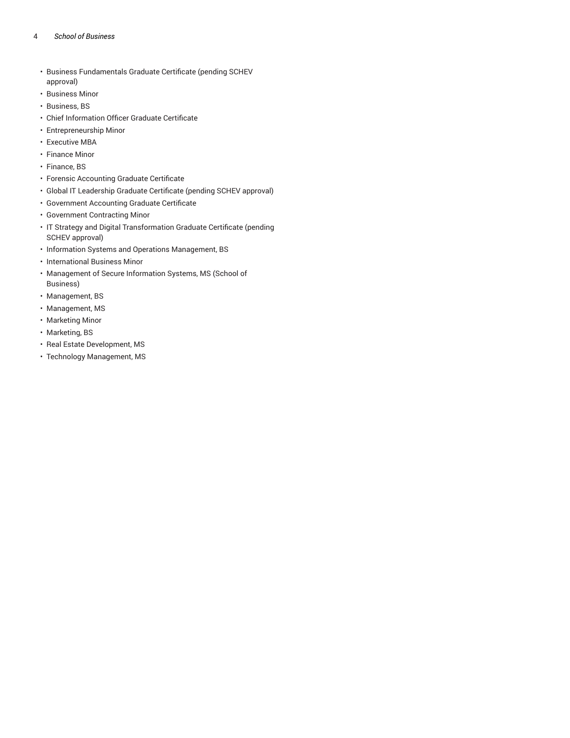- Business Fundamentals Graduate Certificate (pending SCHEV approval)
- Business Minor
- Business, BS
- Chief Information Officer Graduate Certificate
- Entrepreneurship Minor
- Executive MBA
- Finance Minor
- Finance, BS
- Forensic Accounting Graduate Certificate
- Global IT Leadership Graduate Certificate (pending SCHEV approval)
- Government Accounting Graduate Certificate
- Government Contracting Minor
- IT Strategy and Digital Transformation Graduate Certificate (pending SCHEV approval)
- Information Systems and Operations Management, BS
- International Business Minor
- Management of Secure Information Systems, MS (School of Business)
- Management, BS
- Management, MS
- Marketing Minor
- Marketing, BS
- Real Estate Development, MS
- Technology Management, MS